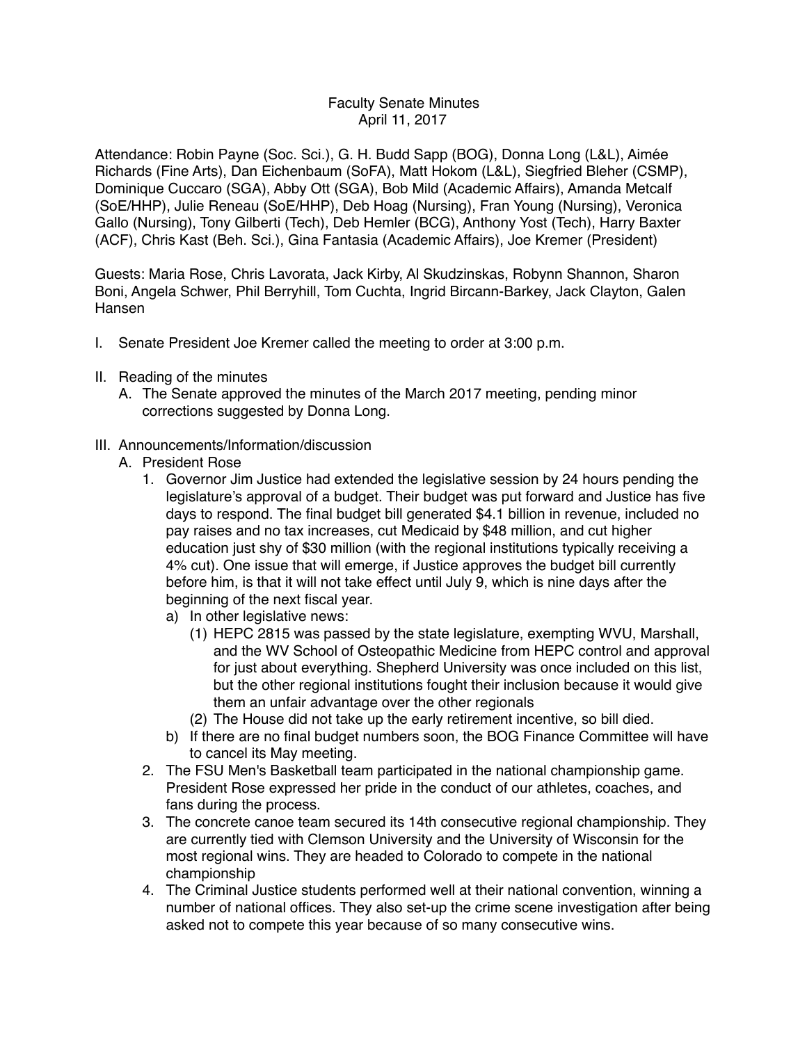Faculty Senate Minutes
April 11, 2017

Attendance: Robin Payne (Soc. Sci.), G. H. Budd Sapp (BOG), Donna Long (L&L), Aimée Richards (Fine Arts), Dan Eichenbaum (SoFA), Matt Hokom (L&L), Siegfried Bleher (CSMP), Dominique Cuccaro (SGA), Abby Ott (SGA), Bob Mild (Academic Affairs), Amanda Metcalf (SoE/HHP), Julie Reneau (SoE/HHP), Deb Hoag (Nursing), Fran Young (Nursing), Veronica Gallo (Nursing), Tony Gilberti (Tech), Deb Hemler (BCG), Anthony Yost (Tech), Harry Baxter (ACF), Chris Kast (Beh. Sci.), Gina Fantasia (Academic Affairs), Joe Kremer (President)

Guests: Maria Rose, Chris Lavorata, Jack Kirby, Al Skudzinskas, Robynn Shannon, Sharon Boni, Angela Schwer, Phil Berryhill, Tom Cuchta, Ingrid Bircann-Barkey, Jack Clayton, Galen Hansen

I. Senate President Joe Kremer called the meeting to order at 3:00 p.m.

II. Reading of the minutes
   A. The Senate approved the minutes of the March 2017 meeting, pending minor corrections suggested by Donna Long.

III. Announcements/Information/discussion
   A. President Rose
      1. Governor Jim Justice had extended the legislative session by 24 hours pending the legislature's approval of a budget. Their budget was put forward and Justice has five days to respond. The final budget bill generated $4.1 billion in revenue, included no pay raises and no tax increases, cut Medicaid by $48 million, and cut higher education just shy of $30 million (with the regional institutions typically receiving a 4% cut). One issue that will emerge, if Justice approves the budget bill currently before him, is that it will not take effect until July 9, which is nine days after the beginning of the next fiscal year.
         a) In other legislative news:
            (1) HEPC 2815 was passed by the state legislature, exempting WVU, Marshall, and the WV School of Osteopathic Medicine from HEPC control and approval for just about everything. Shepherd University was once included on this list, but the other regional institutions fought their inclusion because it would give them an unfair advantage over the other regionals
            (2) The House did not take up the early retirement incentive, so bill died.
         b) If there are no final budget numbers soon, the BOG Finance Committee will have to cancel its May meeting.
      2. The FSU Men's Basketball team participated in the national championship game. President Rose expressed her pride in the conduct of our athletes, coaches, and fans during the process.
      3. The concrete canoe team secured its 14th consecutive regional championship. They are currently tied with Clemson University and the University of Wisconsin for the most regional wins. They are headed to Colorado to compete in the national championship
      4. The Criminal Justice students performed well at their national convention, winning a number of national offices. They also set-up the crime scene investigation after being asked not to compete this year because of so many consecutive wins.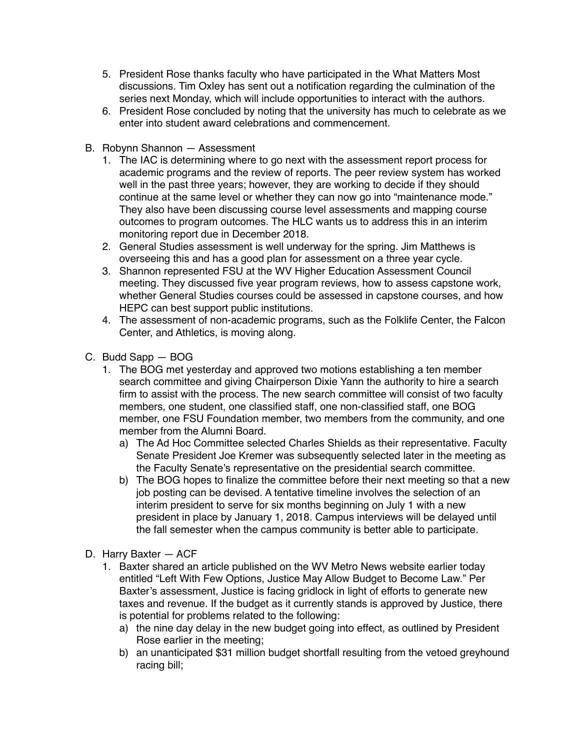5. President Rose thanks faculty who have participated in the What Matters Most discussions. Tim Oxley has sent out a notification regarding the culmination of the series next Monday, which will include opportunities to interact with the authors.
6. President Rose concluded by noting that the university has much to celebrate as we enter into student award celebrations and commencement.

B. Robynn Shannon — Assessment

1. The IAC is determining where to go next with the assessment report process for academic programs and the review of reports. The peer review system has worked well in the past three years; however, they are working to decide if they should continue at the same level or whether they can now go into "maintenance mode." They also have been discussing course level assessments and mapping course outcomes to program outcomes. The HLC wants us to address this in an interim monitoring report due in December 2018.
2. General Studies assessment is well underway for the spring. Jim Matthews is overseeing this and has a good plan for assessment on a three year cycle.
3. Shannon represented FSU at the WV Higher Education Assessment Council meeting. They discussed five year program reviews, how to assess capstone work, whether General Studies courses could be assessed in capstone courses, and how HEPC can best support public institutions.
4. The assessment of non-academic programs, such as the Folklife Center, the Falcon Center, and Athletics, is moving along.

C. Budd Sapp — BOG

1. The BOG met yesterday and approved two motions establishing a ten member search committee and giving Chairperson Dixie Yann the authority to hire a search firm to assist with the process. The new search committee will consist of two faculty members, one student, one classified staff, one non-classified staff, one BOG member, one FSU Foundation member, two members from the community, and one member from the Alumni Board.
   a) The Ad Hoc Committee selected Charles Shields as their representative. Faculty Senate President Joe Kremer was subsequently selected later in the meeting as the Faculty Senate's representative on the presidential search committee.
   b) The BOG hopes to finalize the committee before their next meeting so that a new job posting can be devised. A tentative timeline involves the selection of an interim president to serve for six months beginning on July 1 with a new president in place by January 1, 2018. Campus interviews will be delayed until the fall semester when the campus community is better able to participate.

D. Harry Baxter — ACF

1. Baxter shared an article published on the WV Metro News website earlier today entitled "Left With Few Options, Justice May Allow Budget to Become Law." Per Baxter's assessment, Justice is facing gridlock in light of efforts to generate new taxes and revenue. If the budget as it currently stands is approved by Justice, there is potential for problems related to the following:
   a) the nine day delay in the new budget going into effect, as outlined by President Rose earlier in the meeting;
   b) an unanticipated $31 million budget shortfall resulting from the vetoed greyhound racing bill;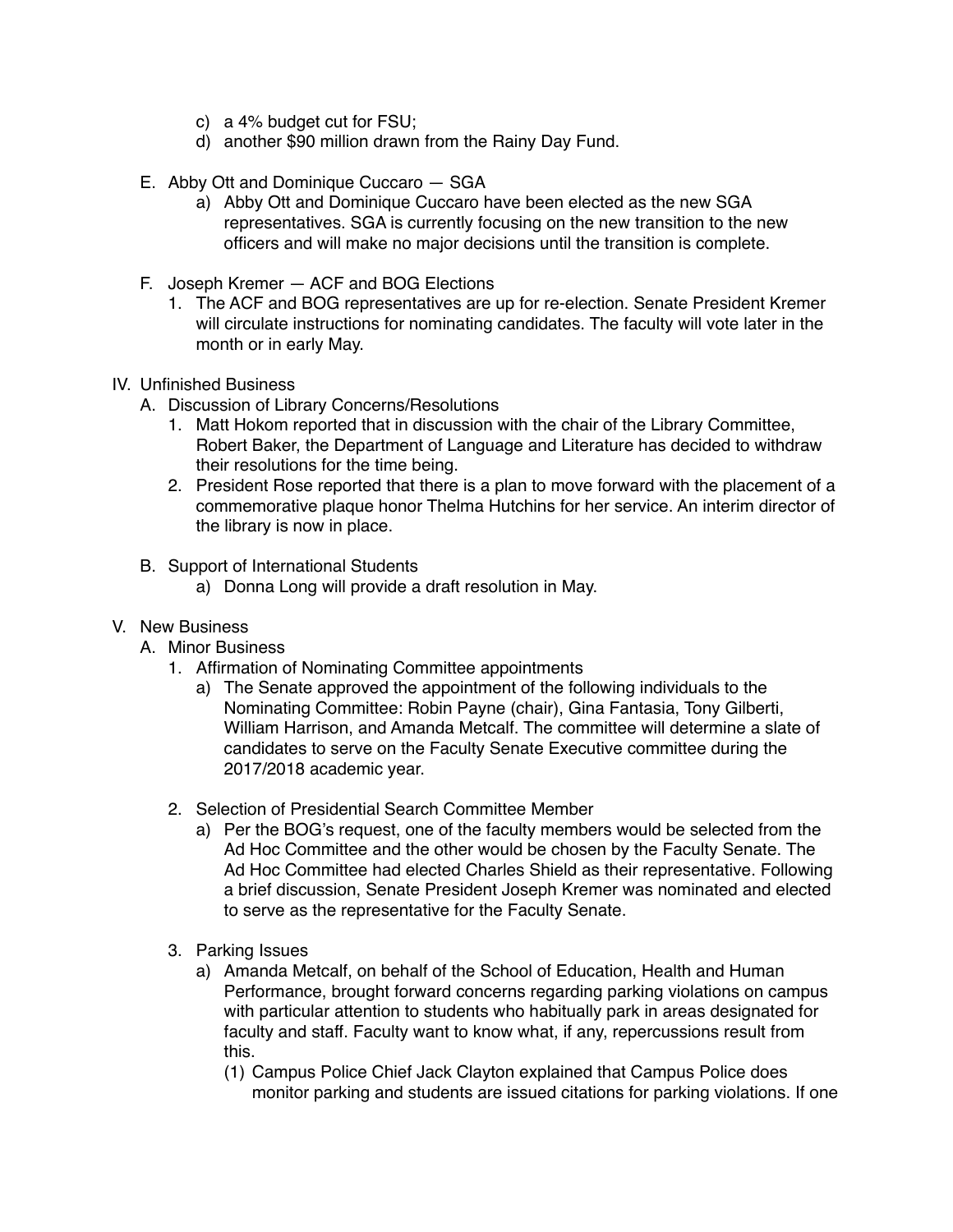c) a 4% budget cut for FSU;
d) another $90 million drawn from the Rainy Day Fund.

E. Abby Ott and Dominique Cuccaro — SGA

a) Abby Ott and Dominique Cuccaro have been elected as the new SGA representatives. SGA is currently focusing on the new transition to the new officers and will make no major decisions until the transition is complete.

F. Joseph Kremer — ACF and BOG Elections

1. The ACF and BOG representatives are up for re-election. Senate President Kremer will circulate instructions for nominating candidates. The faculty will vote later in the month or in early May.

IV. Unfinished Business

A. Discussion of Library Concerns/Resolutions

1. Matt Hokom reported that in discussion with the chair of the Library Committee, Robert Baker, the Department of Language and Literature has decided to withdraw their resolutions for the time being.
2. President Rose reported that there is a plan to move forward with the placement of a commemorative plaque honor Thelma Hutchins for her service. An interim director of the library is now in place.

B. Support of International Students

a) Donna Long will provide a draft resolution in May.

V. New Business

A. Minor Business

1. Affirmation of Nominating Committee appointments

a) The Senate approved the appointment of the following individuals to the Nominating Committee: Robin Payne (chair), Gina Fantasia, Tony Gilberti, William Harrison, and Amanda Metcalf. The committee will determine a slate of candidates to serve on the Faculty Senate Executive committee during the 2017/2018 academic year.

2. Selection of Presidential Search Committee Member

a) Per the BOG's request, one of the faculty members would be selected from the Ad Hoc Committee and the other would be chosen by the Faculty Senate. The Ad Hoc Committee had elected Charles Shield as their representative. Following a brief discussion, Senate President Joseph Kremer was nominated and elected to serve as the representative for the Faculty Senate.

3. Parking Issues

a) Amanda Metcalf, on behalf of the School of Education, Health and Human Performance, brought forward concerns regarding parking violations on campus with particular attention to students who habitually park in areas designated for faculty and staff. Faculty want to know what, if any, repercussions result from this.

(1) Campus Police Chief Jack Clayton explained that Campus Police does monitor parking and students are issued citations for parking violations. If one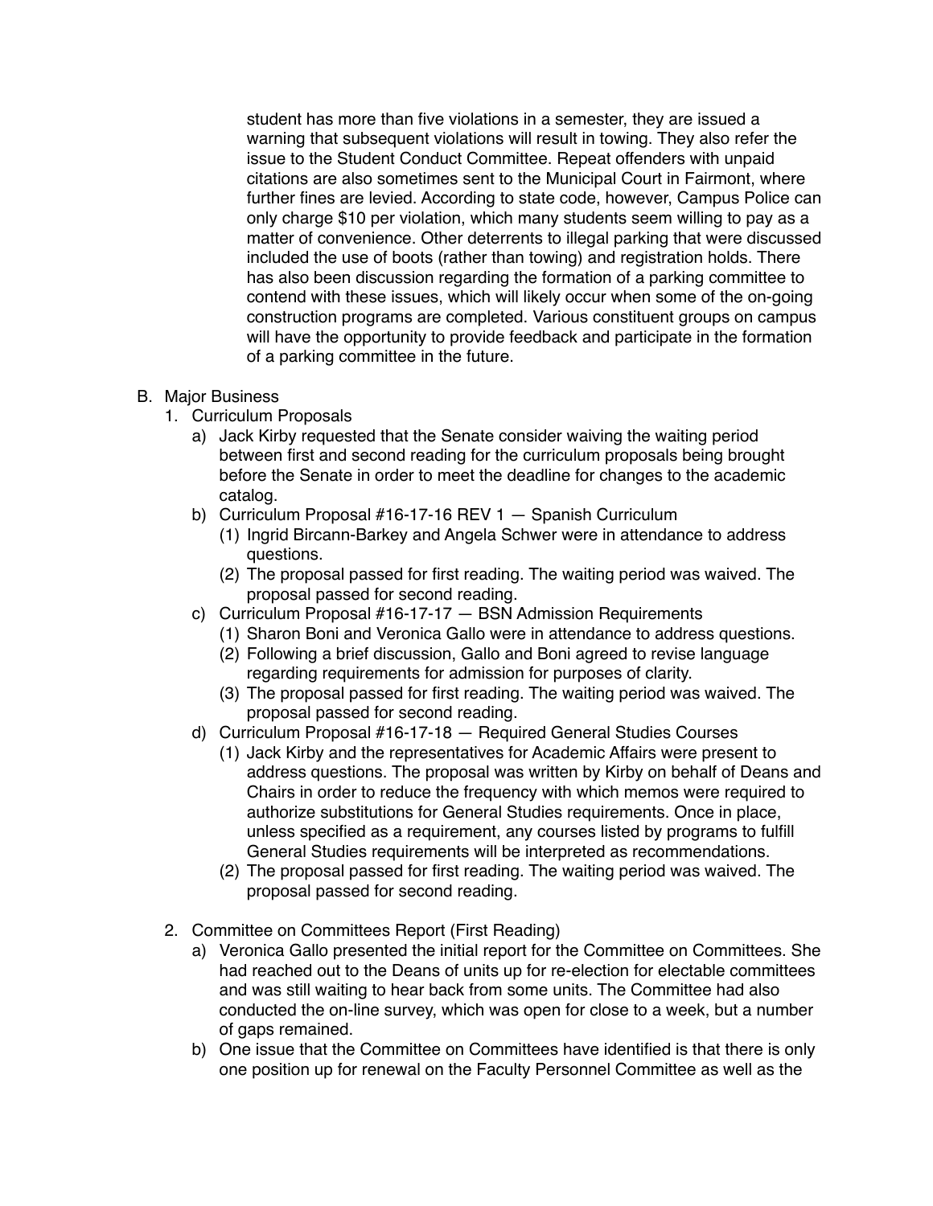student has more than five violations in a semester, they are issued a warning that subsequent violations will result in towing. They also refer the issue to the Student Conduct Committee. Repeat offenders with unpaid citations are also sometimes sent to the Municipal Court in Fairmont, where further fines are levied. According to state code, however, Campus Police can only charge $10 per violation, which many students seem willing to pay as a matter of convenience. Other deterrents to illegal parking that were discussed included the use of boots (rather than towing) and registration holds. There has also been discussion regarding the formation of a parking committee to contend with these issues, which will likely occur when some of the on-going construction programs are completed. Various constituent groups on campus will have the opportunity to provide feedback and participate in the formation of a parking committee in the future.

B. Major Business
   1. Curriculum Proposals
      a) Jack Kirby requested that the Senate consider waiving the waiting period between first and second reading for the curriculum proposals being brought before the Senate in order to meet the deadline for changes to the academic catalog.
      b) Curriculum Proposal #16-17-16 REV 1 — Spanish Curriculum
         (1) Ingrid Bircann-Barkey and Angela Schwer were in attendance to address questions.
         (2) The proposal passed for first reading. The waiting period was waived. The proposal passed for second reading.
      c) Curriculum Proposal #16-17-17 — BSN Admission Requirements
         (1) Sharon Boni and Veronica Gallo were in attendance to address questions.
         (2) Following a brief discussion, Gallo and Boni agreed to revise language regarding requirements for admission for purposes of clarity.
         (3) The proposal passed for first reading. The waiting period was waived. The proposal passed for second reading.
      d) Curriculum Proposal #16-17-18 — Required General Studies Courses
         (1) Jack Kirby and the representatives for Academic Affairs were present to address questions. The proposal was written by Kirby on behalf of Deans and Chairs in order to reduce the frequency with which memos were required to authorize substitutions for General Studies requirements. Once in place, unless specified as a requirement, any courses listed by programs to fulfill General Studies requirements will be interpreted as recommendations.
         (2) The proposal passed for first reading. The waiting period was waived. The proposal passed for second reading.
   2. Committee on Committees Report (First Reading)
      a) Veronica Gallo presented the initial report for the Committee on Committees. She had reached out to the Deans of units up for re-election for electable committees and was still waiting to hear back from some units. The Committee had also conducted the on-line survey, which was open for close to a week, but a number of gaps remained.
      b) One issue that the Committee on Committees have identified is that there is only one position up for renewal on the Faculty Personnel Committee as well as the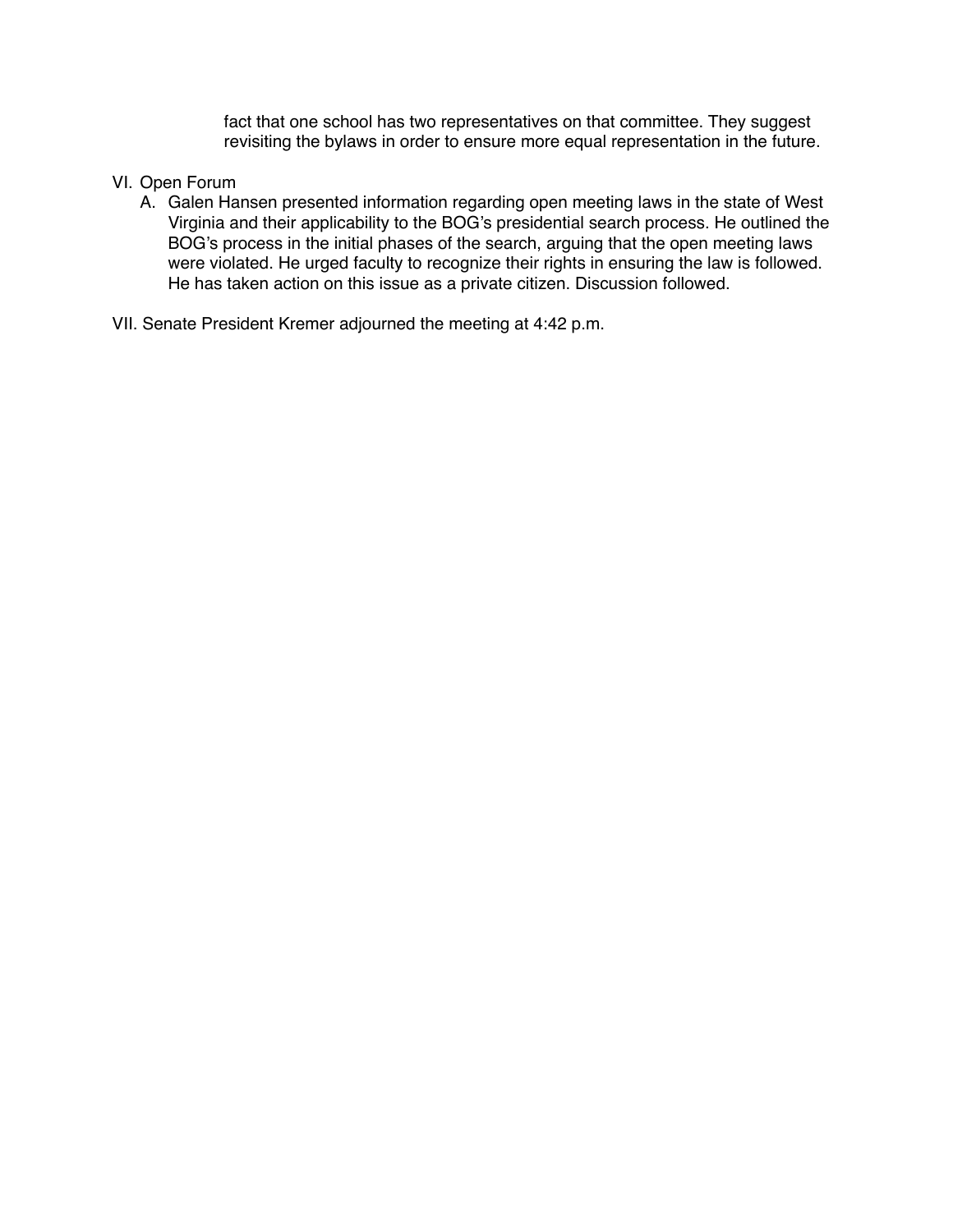fact that one school has two representatives on that committee. They suggest revisiting the bylaws in order to ensure more equal representation in the future.

VI. Open Forum

A. Galen Hansen presented information regarding open meeting laws in the state of West Virginia and their applicability to the BOG's presidential search process. He outlined the BOG's process in the initial phases of the search, arguing that the open meeting laws were violated. He urged faculty to recognize their rights in ensuring the law is followed. He has taken action on this issue as a private citizen. Discussion followed.

VII. Senate President Kremer adjourned the meeting at 4:42 p.m.